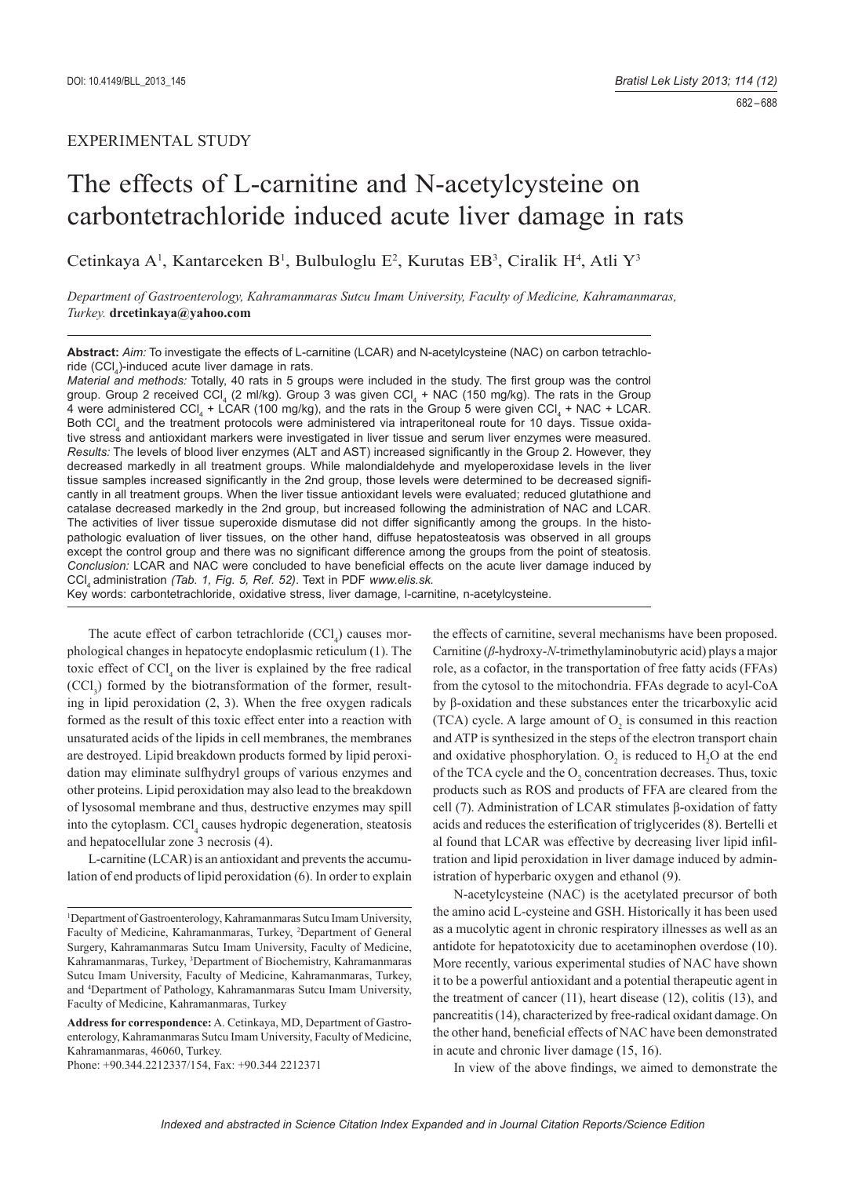EXPERIMENTAL STUDY

# The effects of L-carnitine and N-acetylcysteine on carbontetrachloride induced acute liver damage in rats

Cetinkaya A[1], Kantarceken B[1], Bulbuloglu E[2], Kurutas EB[3], Ciralik H[4], Atli Y[3]

*Department of Gastroenterology, Kahramanmaras Sutcu Imam University, Faculty of Medicine, Kahramanmaras, Turkey.* **drcetinkaya@yahoo.com**

**Abstract:** *Aim:* To investigate the effects of L-carnitine (LCAR) and N-acetylcysteine (NAC) on carbon tetrachloride ($CCl_4$)-induced acute liver damage in rats.
*Material and methods:* Totally, 40 rats in 5 groups were included in the study. The first group was the control group. Group 2 received $CCl_4$ (2 ml/kg). Group 3 was given $CCl_4$ + NAC (150 mg/kg). The rats in the Group 4 were administered $CCl_4$ + LCAR (100 mg/kg), and the rats in the Group 5 were given $CCl_4$ + NAC + LCAR. Both $CCl_4$ and the treatment protocols were administered via intraperitoneal route for 10 days. Tissue oxidative stress and antioxidant markers were investigated in liver tissue and serum liver enzymes were measured.
*Results:* The levels of blood liver enzymes (ALT and AST) increased significantly in the Group 2. However, they decreased markedly in all treatment groups. While malondialdehyde and myeloperoxidase levels in the liver tissue samples increased significantly in the 2nd group, those levels were determined to be decreased significantly in all treatment groups. When the liver tissue antioxidant levels were evaluated; reduced glutathione and catalase decreased markedly in the 2nd group, but increased following the administration of NAC and LCAR. The activities of liver tissue superoxide dismutase did not differ significantly among the groups. In the histopathologic evaluation of liver tissues, on the other hand, diffuse hepatosteatosis was observed in all groups except the control group and there was no significant difference among the groups from the point of steatosis.
*Conclusion:* LCAR and NAC were concluded to have beneficial effects on the acute liver damage induced by $CCl_4$ administration *(Tab. 1, Fig. 5, Ref. 52)*. Text in PDF *www.elis.sk.*
Key words: carbontetrachloride, oxidative stress, liver damage, l-carnitine, n-acetylcysteine.

The acute effect of carbon tetrachloride ($CCl_4$) causes morphological changes in hepatocyte endoplasmic reticulum (1). The toxic effect of $CCl_4$ on the liver is explained by the free radical ($CCl_3$) formed by the biotransformation of the former, resulting in lipid peroxidation (2, 3). When the free oxygen radicals formed as the result of this toxic effect enter into a reaction with unsaturated acids of the lipids in cell membranes, the membranes are destroyed. Lipid breakdown products formed by lipid peroxidation may eliminate sulfhydryl groups of various enzymes and other proteins. Lipid peroxidation may also lead to the breakdown of lysosomal membrane and thus, destructive enzymes may spill into the cytoplasm. $CCl_4$ causes hydropic degeneration, steatosis and hepatocellular zone 3 necrosis (4).

L-carnitine (LCAR) is an antioxidant and prevents the accumulation of end products of lipid peroxidation (6). In order to explain the effects of carnitine, several mechanisms have been proposed. Carnitine (*β*-hydroxy-*N*-trimethylaminobutyric acid) plays a major role, as a cofactor, in the transportation of free fatty acids (FFAs) from the cytosol to the mitochondria. FFAs degrade to acyl-CoA by β-oxidation and these substances enter the tricarboxylic acid (TCA) cycle. A large amount of $O_2$ is consumed in this reaction and ATP is synthesized in the steps of the electron transport chain and oxidative phosphorylation. $O_2$ is reduced to $H_2O$ at the end of the TCA cycle and the $O_2$ concentration decreases. Thus, toxic products such as ROS and products of FFA are cleared from the cell (7). Administration of LCAR stimulates β-oxidation of fatty acids and reduces the esterification of triglycerides (8). Bertelli et al found that LCAR was effective by decreasing liver lipid infiltration and lipid peroxidation in liver damage induced by administration of hyperbaric oxygen and ethanol (9).

N-acetylcysteine (NAC) is the acetylated precursor of both the amino acid L-cysteine and GSH. Historically it has been used as a mucolytic agent in chronic respiratory illnesses as well as an antidote for hepatotoxicity due to acetaminophen overdose (10). More recently, various experimental studies of NAC have shown it to be a powerful antioxidant and a potential therapeutic agent in the treatment of cancer (11), heart disease (12), colitis (13), and pancreatitis (14), characterized by free-radical oxidant damage. On the other hand, beneficial effects of NAC have been demonstrated in acute and chronic liver damage (15, 16).

In view of the above findings, we aimed to demonstrate the

---

[1]Department of Gastroenterology, Kahramanmaras Sutcu Imam University, Faculty of Medicine, Kahramanmaras, Turkey, [2]Department of General Surgery, Kahramanmaras Sutcu Imam University, Faculty of Medicine, Kahramanmaras, Turkey, [3]Department of Biochemistry, Kahramanmaras Sutcu Imam University, Faculty of Medicine, Kahramanmaras, Turkey, and [4]Department of Pathology, Kahramanmaras Sutcu Imam University, Faculty of Medicine, Kahramanmaras, Turkey

**Address for correspondence:** A. Cetinkaya, MD, Department of Gastroenterology, Kahramanmaras Sutcu Imam University, Faculty of Medicine, Kahramanmaras, 46060, Turkey.
Phone: +90.344.2212337/154, Fax: +90.344 2212371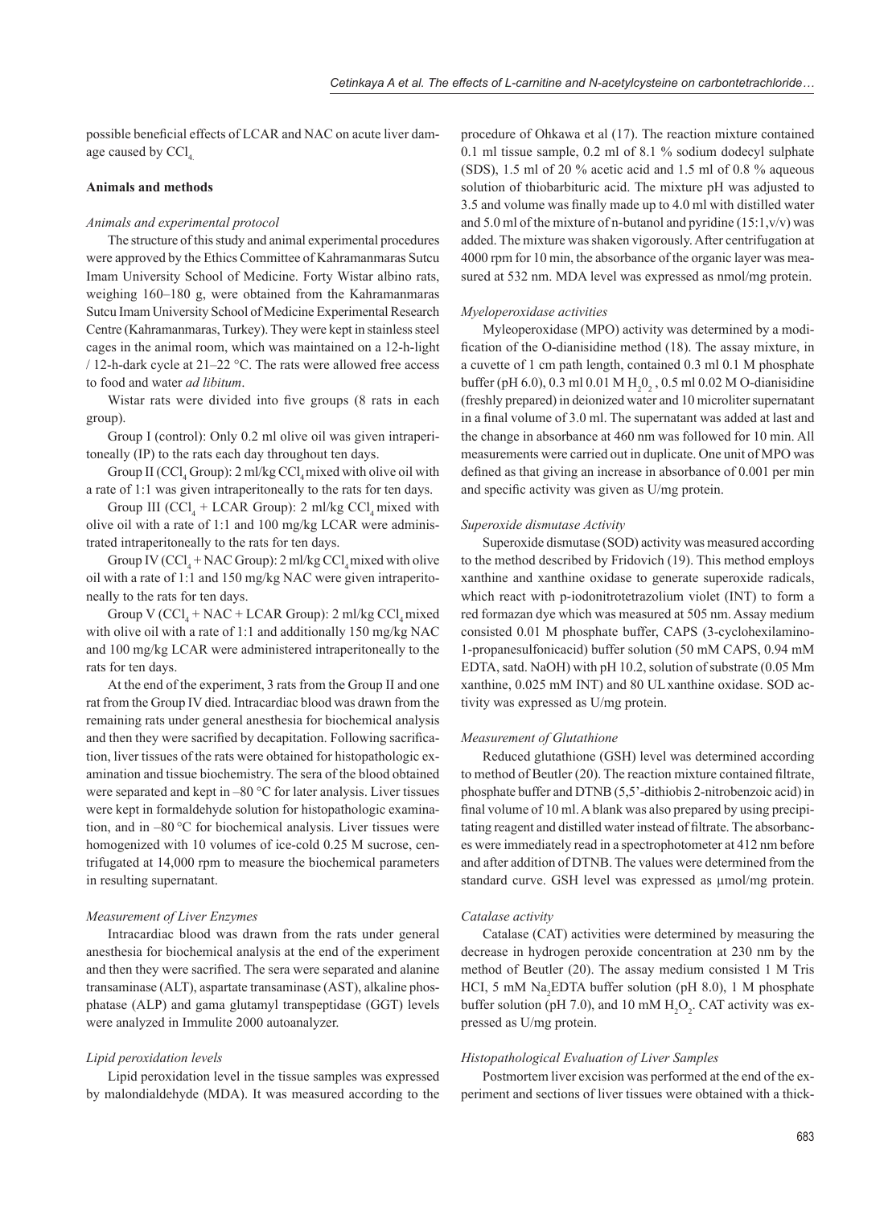possible beneficial effects of LCAR and NAC on acute liver damage caused by $CCl_4$.

## Animals and methods

### *Animals and experimental protocol*

The structure of this study and animal experimental procedures were approved by the Ethics Committee of Kahramanmaras Sutcu Imam University School of Medicine. Forty Wistar albino rats, weighing 160–180 g, were obtained from the Kahramanmaras Sutcu Imam University School of Medicine Experimental Research Centre (Kahramanmaras, Turkey). They were kept in stainless steel cages in the animal room, which was maintained on a 12-h-light / 12-h-dark cycle at 21–22 °C. The rats were allowed free access to food and water *ad libitum*.

Wistar rats were divided into five groups (8 rats in each group).

Group I (control): Only 0.2 ml olive oil was given intraperitoneally (IP) to the rats each day throughout ten days.

Group II ($CCl_4$ Group): 2 ml/kg $CCl_4$ mixed with olive oil with a rate of 1:1 was given intraperitoneally to the rats for ten days.

Group III ($CCl_4$ + LCAR Group): 2 ml/kg $CCl_4$ mixed with olive oil with a rate of 1:1 and 100 mg/kg LCAR were administrated intraperitoneally to the rats for ten days.

Group IV ($CCl_4$ + NAC Group): 2 ml/kg $CCl_4$ mixed with olive oil with a rate of 1:1 and 150 mg/kg NAC were given intraperitoneally to the rats for ten days.

Group V ($CCl_4$ + NAC + LCAR Group): 2 ml/kg $CCl_4$ mixed with olive oil with a rate of 1:1 and additionally 150 mg/kg NAC and 100 mg/kg LCAR were administered intraperitoneally to the rats for ten days.

At the end of the experiment, 3 rats from the Group II and one rat from the Group IV died. Intracardiac blood was drawn from the remaining rats under general anesthesia for biochemical analysis and then they were sacrified by decapitation. Following sacrification, liver tissues of the rats were obtained for histopathologic examination and tissue biochemistry. The sera of the blood obtained were separated and kept in –80 °C for later analysis. Liver tissues were kept in formaldehyde solution for histopathologic examination, and in –80 °C for biochemical analysis. Liver tissues were homogenized with 10 volumes of ice-cold 0.25 M sucrose, centrifugated at 14,000 rpm to measure the biochemical parameters in resulting supernatant.

### *Measurement of Liver Enzymes*

Intracardiac blood was drawn from the rats under general anesthesia for biochemical analysis at the end of the experiment and then they were sacrified. The sera were separated and alanine transaminase (ALT), aspartate transaminase (AST), alkaline phosphatase (ALP) and gama glutamyl transpeptidase (GGT) levels were analyzed in Immulite 2000 autoanalyzer.

### *Lipid peroxidation levels*

Lipid peroxidation level in the tissue samples was expressed by malondialdehyde (MDA). It was measured according to the procedure of Ohkawa et al (17). The reaction mixture contained 0.1 ml tissue sample, 0.2 ml of 8.1 % sodium dodecyl sulphate (SDS), 1.5 ml of 20 % acetic acid and 1.5 ml of 0.8 % aqueous solution of thiobarbituric acid. The mixture pH was adjusted to 3.5 and volume was finally made up to 4.0 ml with distilled water and 5.0 ml of the mixture of n-butanol and pyridine (15:1,v/v) was added. The mixture was shaken vigorously. After centrifugation at 4000 rpm for 10 min, the absorbance of the organic layer was measured at 532 nm. MDA level was expressed as nmol/mg protein.

### *Myeloperoxidase activities*

Myleoperoxidase (MPO) activity was determined by a modification of the O-dianisidine method (18). The assay mixture, in a cuvette of 1 cm path length, contained 0.3 ml 0.1 M phosphate buffer (pH 6.0), 0.3 ml 0.01 M $H_2O_2$, 0.5 ml 0.02 M O-dianisidine (freshly prepared) in deionized water and 10 microliter supernatant in a final volume of 3.0 ml. The supernatant was added at last and the change in absorbance at 460 nm was followed for 10 min. All measurements were carried out in duplicate. One unit of MPO was defined as that giving an increase in absorbance of 0.001 per min and specific activity was given as U/mg protein.

### *Superoxide dismutase Activity*

Superoxide dismutase (SOD) activity was measured according to the method described by Fridovich (19). This method employs xanthine and xanthine oxidase to generate superoxide radicals, which react with p-iodonitrotetrazolium violet (INT) to form a red formazan dye which was measured at 505 nm. Assay medium consisted 0.01 M phosphate buffer, CAPS (3-cyclohexilamino-1-propanesulfonicacid) buffer solution (50 mM CAPS, 0.94 mM EDTA, satd. NaOH) with pH 10.2, solution of substrate (0.05 Mm xanthine, 0.025 mM INT) and 80 UL xanthine oxidase. SOD activity was expressed as U/mg protein.

### *Measurement of Glutathione*

Reduced glutathione (GSH) level was determined according to method of Beutler (20). The reaction mixture contained filtrate, phosphate buffer and DTNB (5,5'-dithiobis 2-nitrobenzoic acid) in final volume of 10 ml. A blank was also prepared by using precipitating reagent and distilled water instead of filtrate. The absorbances were immediately read in a spectrophotometer at 412 nm before and after addition of DTNB. The values were determined from the standard curve. GSH level was expressed as μmol/mg protein.

### *Catalase activity*

Catalase (CAT) activities were determined by measuring the decrease in hydrogen peroxide concentration at 230 nm by the method of Beutler (20). The assay medium consisted 1 M Tris HCl, 5 mM $Na_2EDTA$ buffer solution (pH 8.0), 1 M phosphate buffer solution (pH 7.0), and 10 mM $H_2O_2$. CAT activity was expressed as U/mg protein.

### *Histopathological Evaluation of Liver Samples*

Postmortem liver excision was performed at the end of the experiment and sections of liver tissues were obtained with a thick-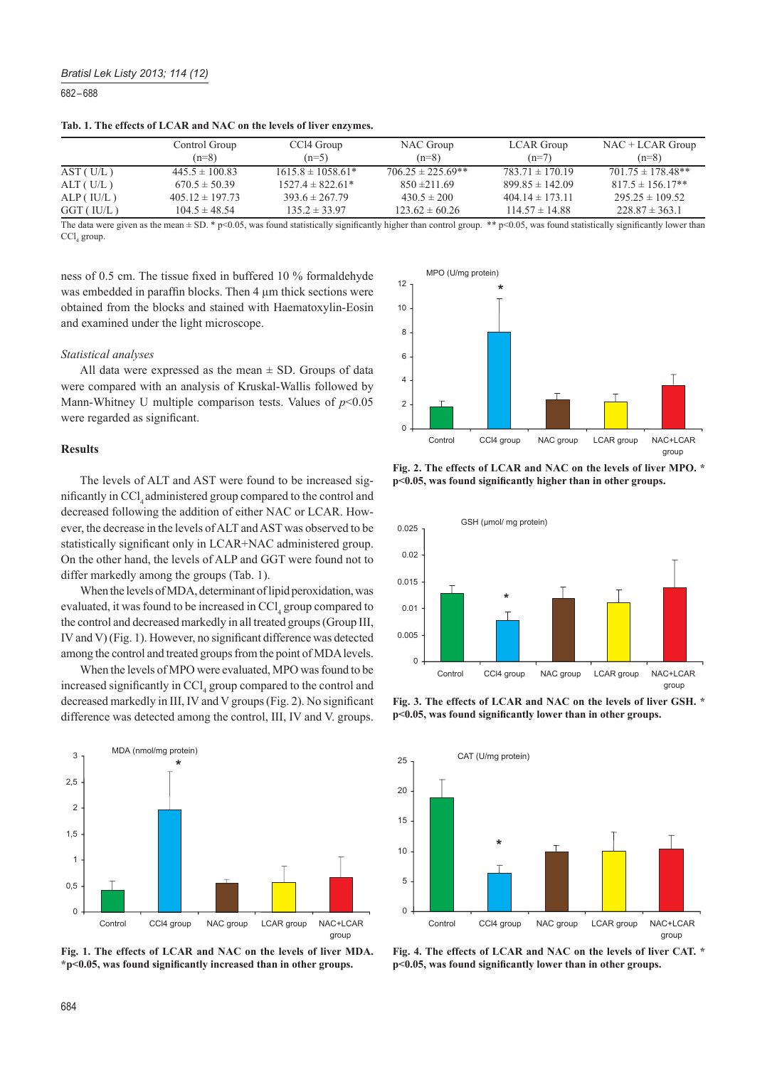**Tab. 1. The effects of LCAR and NAC on the levels of liver enzymes.**

| | Control Group (n=8) | CCl4 Group (n=5) | NAC Group (n=8) | LCAR Group (n=7) | NAC + LCAR Group (n=8) |
|---|---|---|---|---|---|
| AST ( U/L ) | 445.5 ± 100.83 | 1615.8 ± 1058.61* | 706.25 ± 225.69** | 783.71 ± 170.19 | 701.75 ± 178.48** |
| ALT ( U/L ) | 670.5 ± 50.39 | 1527.4 ± 822.61* | 850 ±211.69 | 899.85 ± 142.09 | 817.5 ± 156.17** |
| ALP ( IU/L ) | 405.12 ± 197.73 | 393.6 ± 267.79 | 430.5 ± 200 | 404.14 ± 173.11 | 295.25 ± 109.52 |
| GGT ( IU/L ) | 104.5 ± 48.54 | 135.2 ± 33.97 | 123.62 ± 60.26 | 114.57 ± 14.88 | 228.87 ± 363.1 |

The data were given as the mean ± SD. * p<0.05, was found statistically significantly higher than control group. ** p<0.05, was found statistically significantly lower than $CCl_4$ group.

ness of 0.5 cm. The tissue fixed in buffered 10 % formaldehyde was embedded in paraffin blocks. Then 4 µm thick sections were obtained from the blocks and stained with Haematoxylin-Eosin and examined under the light microscope.

*Statistical analyses*

All data were expressed as the mean ± SD. Groups of data were compared with an analysis of Kruskal-Wallis followed by Mann-Whitney U multiple comparison tests. Values of $p<0.05$ were regarded as significant.

## Results

The levels of ALT and AST were found to be increased significantly in $CCl_4$ administered group compared to the control and decreased following the addition of either NAC or LCAR. However, the decrease in the levels of ALT and AST was observed to be statistically significant only in LCAR+NAC administered group. On the other hand, the levels of ALP and GGT were found not to differ markedly among the groups (Tab. 1).

When the levels of MDA, determinant of lipid peroxidation, was evaluated, it was found to be increased in $CCl_4$ group compared to the control and decreased markedly in all treated groups (Group III, IV and V) (Fig. 1). However, no significant difference was detected among the control and treated groups from the point of MDA levels.

When the levels of MPO were evaluated, MPO was found to be increased significantly in $CCl_4$ group compared to the control and decreased markedly in III, IV and V groups (Fig. 2). No significant difference was detected among the control, III, IV and V. groups.

**Fig. 1. The effects of LCAR and NAC on the levels of liver MDA. *p<0.05, was found significantly increased than in other groups.**

**Fig. 2. The effects of LCAR and NAC on the levels of liver MPO. * p<0.05, was found significantly higher than in other groups.**

**Fig. 3. The effects of LCAR and NAC on the levels of liver GSH. * p<0.05, was found significantly lower than in other groups.**

**Fig. 4. The effects of LCAR and NAC on the levels of liver CAT. * p<0.05, was found significantly lower than in other groups.**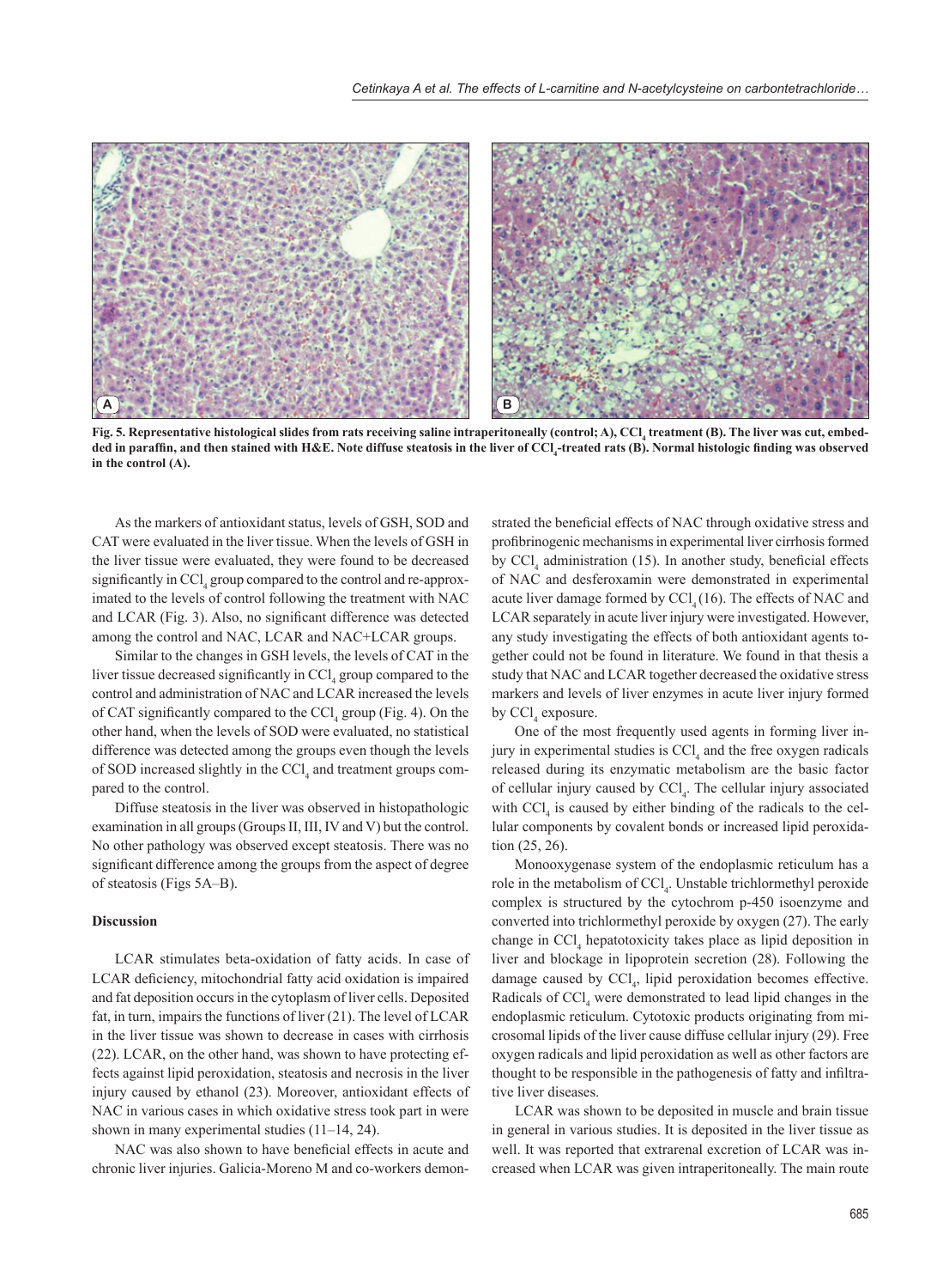Fig. 5. Representative histological slides from rats receiving saline intraperitoneally (control; A), $CCl_4$ treatment (B). The liver was cut, embedded in paraffin, and then stained with H&E. Note diffuse steatosis in the liver of $CCl_4$-treated rats (B). Normal histologic finding was observed in the control (A).

As the markers of antioxidant status, levels of GSH, SOD and CAT were evaluated in the liver tissue. When the levels of GSH in the liver tissue were evaluated, they were found to be decreased significantly in $CCl_4$ group compared to the control and re-approximated to the levels of control following the treatment with NAC and LCAR (Fig. 3). Also, no significant difference was detected among the control and NAC, LCAR and NAC+LCAR groups.

Similar to the changes in GSH levels, the levels of CAT in the liver tissue decreased significantly in $CCl_4$ group compared to the control and administration of NAC and LCAR increased the levels of CAT significantly compared to the $CCl_4$ group (Fig. 4). On the other hand, when the levels of SOD were evaluated, no statistical difference was detected among the groups even though the levels of SOD increased slightly in the $CCl_4$ and treatment groups compared to the control.

Diffuse steatosis in the liver was observed in histopathologic examination in all groups (Groups II, III, IV and V) but the control. No other pathology was observed except steatosis. There was no significant difference among the groups from the aspect of degree of steatosis (Figs 5A–B).

## Discussion

LCAR stimulates beta-oxidation of fatty acids. In case of LCAR deficiency, mitochondrial fatty acid oxidation is impaired and fat deposition occurs in the cytoplasm of liver cells. Deposited fat, in turn, impairs the functions of liver (21). The level of LCAR in the liver tissue was shown to decrease in cases with cirrhosis (22). LCAR, on the other hand, was shown to have protecting effects against lipid peroxidation, steatosis and necrosis in the liver injury caused by ethanol (23). Moreover, antioxidant effects of NAC in various cases in which oxidative stress took part in were shown in many experimental studies (11–14, 24).

NAC was also shown to have beneficial effects in acute and chronic liver injuries. Galicia-Moreno M and co-workers demonstrated the beneficial effects of NAC through oxidative stress and profibrinogenic mechanisms in experimental liver cirrhosis formed by $CCl_4$ administration (15). In another study, beneficial effects of NAC and desferoxamin were demonstrated in experimental acute liver damage formed by $CCl_4$ (16). The effects of NAC and LCAR separately in acute liver injury were investigated. However, any study investigating the effects of both antioxidant agents together could not be found in literature. We found in that thesis a study that NAC and LCAR together decreased the oxidative stress markers and levels of liver enzymes in acute liver injury formed by $CCl_4$ exposure.

One of the most frequently used agents in forming liver injury in experimental studies is $CCl_4$ and the free oxygen radicals released during its enzymatic metabolism are the basic factor of cellular injury caused by $CCl_4$. The cellular injury associated with $CCl_4$ is caused by either binding of the radicals to the cellular components by covalent bonds or increased lipid peroxidation (25, 26).

Monooxygenase system of the endoplasmic reticulum has a role in the metabolism of $CCl_4$. Unstable trichlormethyl peroxide complex is structured by the cytochrom p-450 isoenzyme and converted into trichlormethyl peroxide by oxygen (27). The early change in $CCl_4$ hepatotoxicity takes place as lipid deposition in liver and blockage in lipoprotein secretion (28). Following the damage caused by $CCl_4$, lipid peroxidation becomes effective. Radicals of $CCl_4$ were demonstrated to lead lipid changes in the endoplasmic reticulum. Cytotoxic products originating from microsomal lipids of the liver cause diffuse cellular injury (29). Free oxygen radicals and lipid peroxidation as well as other factors are thought to be responsible in the pathogenesis of fatty and infiltrative liver diseases.

LCAR was shown to be deposited in muscle and brain tissue in general in various studies. It is deposited in the liver tissue as well. It was reported that extrarenal excretion of LCAR was increased when LCAR was given intraperitoneally. The main route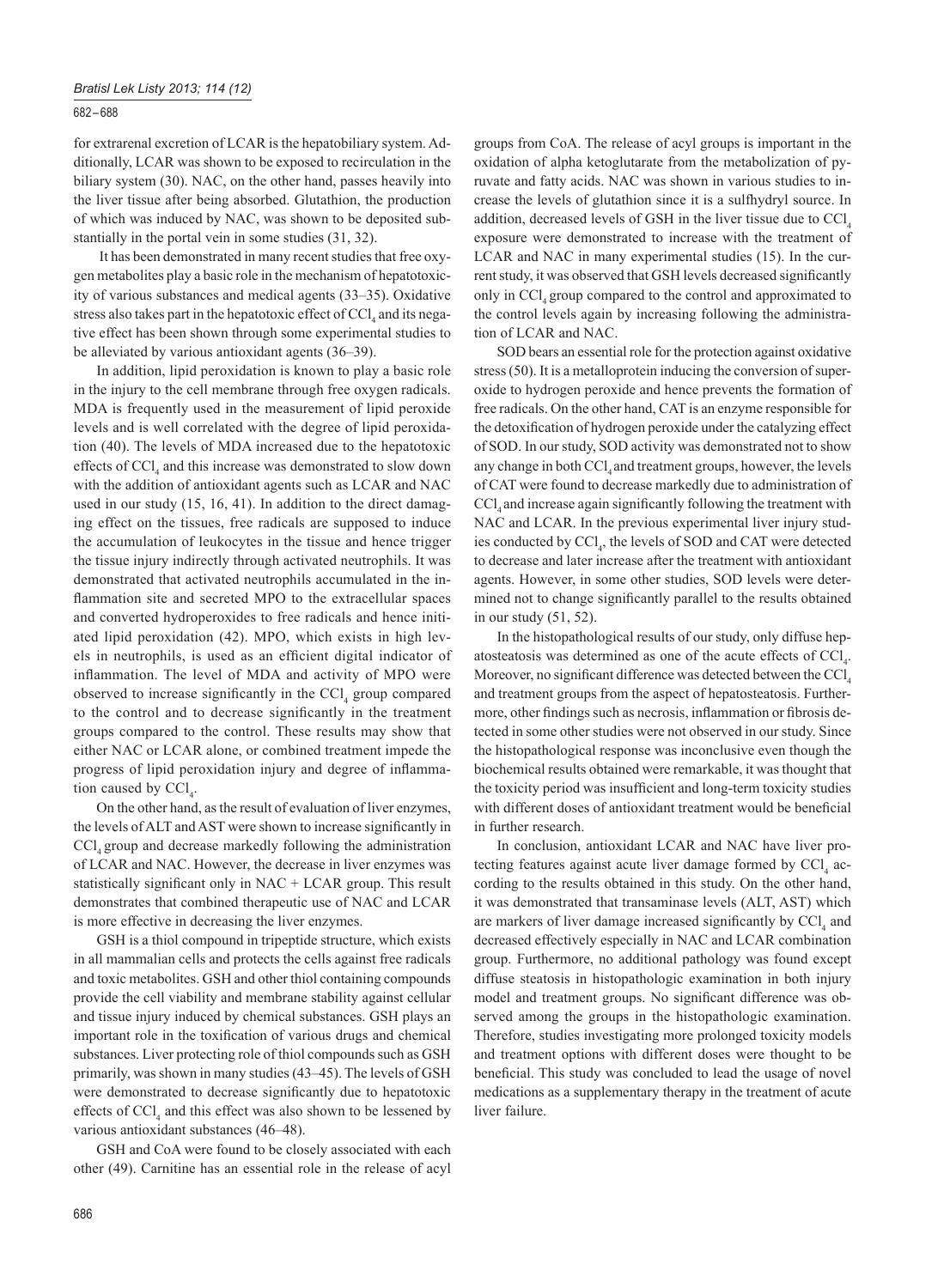for extrarenal excretion of LCAR is the hepatobiliary system. Additionally, LCAR was shown to be exposed to recirculation in the biliary system (30). NAC, on the other hand, passes heavily into the liver tissue after being absorbed. Glutathion, the production of which was induced by NAC, was shown to be deposited substantially in the portal vein in some studies (31, 32).

It has been demonstrated in many recent studies that free oxygen metabolites play a basic role in the mechanism of hepatotoxicity of various substances and medical agents (33–35). Oxidative stress also takes part in the hepatotoxic effect of $CCl_4$ and its negative effect has been shown through some experimental studies to be alleviated by various antioxidant agents (36–39).

In addition, lipid peroxidation is known to play a basic role in the injury to the cell membrane through free oxygen radicals. MDA is frequently used in the measurement of lipid peroxide levels and is well correlated with the degree of lipid peroxidation (40). The levels of MDA increased due to the hepatotoxic effects of $CCl_4$ and this increase was demonstrated to slow down with the addition of antioxidant agents such as LCAR and NAC used in our study (15, 16, 41). In addition to the direct damaging effect on the tissues, free radicals are supposed to induce the accumulation of leukocytes in the tissue and hence trigger the tissue injury indirectly through activated neutrophils. It was demonstrated that activated neutrophils accumulated in the inflammation site and secreted MPO to the extracellular spaces and converted hydroperoxides to free radicals and hence initiated lipid peroxidation (42). MPO, which exists in high levels in neutrophils, is used as an efficient digital indicator of inflammation. The level of MDA and activity of MPO were observed to increase significantly in the $CCl_4$ group compared to the control and to decrease significantly in the treatment groups compared to the control. These results may show that either NAC or LCAR alone, or combined treatment impede the progress of lipid peroxidation injury and degree of inflammation caused by $CCl_4$.

On the other hand, as the result of evaluation of liver enzymes, the levels of ALT and AST were shown to increase significantly in $CCl_4$ group and decrease markedly following the administration of LCAR and NAC. However, the decrease in liver enzymes was statistically significant only in NAC + LCAR group. This result demonstrates that combined therapeutic use of NAC and LCAR is more effective in decreasing the liver enzymes.

GSH is a thiol compound in tripeptide structure, which exists in all mammalian cells and protects the cells against free radicals and toxic metabolites. GSH and other thiol containing compounds provide the cell viability and membrane stability against cellular and tissue injury induced by chemical substances. GSH plays an important role in the toxification of various drugs and chemical substances. Liver protecting role of thiol compounds such as GSH primarily, was shown in many studies (43–45). The levels of GSH were demonstrated to decrease significantly due to hepatotoxic effects of $CCl_4$ and this effect was also shown to be lessened by various antioxidant substances (46–48).

GSH and CoA were found to be closely associated with each other (49). Carnitine has an essential role in the release of acyl groups from CoA. The release of acyl groups is important in the oxidation of alpha ketoglutarate from the metabolization of pyruvate and fatty acids. NAC was shown in various studies to increase the levels of glutathion since it is a sulfhydryl source. In addition, decreased levels of GSH in the liver tissue due to $CCl_4$ exposure were demonstrated to increase with the treatment of LCAR and NAC in many experimental studies (15). In the current study, it was observed that GSH levels decreased significantly only in $CCl_4$ group compared to the control and approximated to the control levels again by increasing following the administration of LCAR and NAC.

SOD bears an essential role for the protection against oxidative stress (50). It is a metalloprotein inducing the conversion of superoxide to hydrogen peroxide and hence prevents the formation of free radicals. On the other hand, CAT is an enzyme responsible for the detoxification of hydrogen peroxide under the catalyzing effect of SOD. In our study, SOD activity was demonstrated not to show any change in both $CCl_4$ and treatment groups, however, the levels of CAT were found to decrease markedly due to administration of $CCl_4$ and increase again significantly following the treatment with NAC and LCAR. In the previous experimental liver injury studies conducted by $CCl_4$, the levels of SOD and CAT were detected to decrease and later increase after the treatment with antioxidant agents. However, in some other studies, SOD levels were determined not to change significantly parallel to the results obtained in our study (51, 52).

In the histopathological results of our study, only diffuse hepatosteatosis was determined as one of the acute effects of $CCl_4$. Moreover, no significant difference was detected between the $CCl_4$ and treatment groups from the aspect of hepatosteatosis. Furthermore, other findings such as necrosis, inflammation or fibrosis detected in some other studies were not observed in our study. Since the histopathological response was inconclusive even though the biochemical results obtained were remarkable, it was thought that the toxicity period was insufficient and long-term toxicity studies with different doses of antioxidant treatment would be beneficial in further research.

In conclusion, antioxidant LCAR and NAC have liver protecting features against acute liver damage formed by $CCl_4$ according to the results obtained in this study. On the other hand, it was demonstrated that transaminase levels (ALT, AST) which are markers of liver damage increased significantly by $CCl_4$ and decreased effectively especially in NAC and LCAR combination group. Furthermore, no additional pathology was found except diffuse steatosis in histopathologic examination in both injury model and treatment groups. No significant difference was observed among the groups in the histopathologic examination. Therefore, studies investigating more prolonged toxicity models and treatment options with different doses were thought to be beneficial. This study was concluded to lead the usage of novel medications as a supplementary therapy in the treatment of acute liver failure.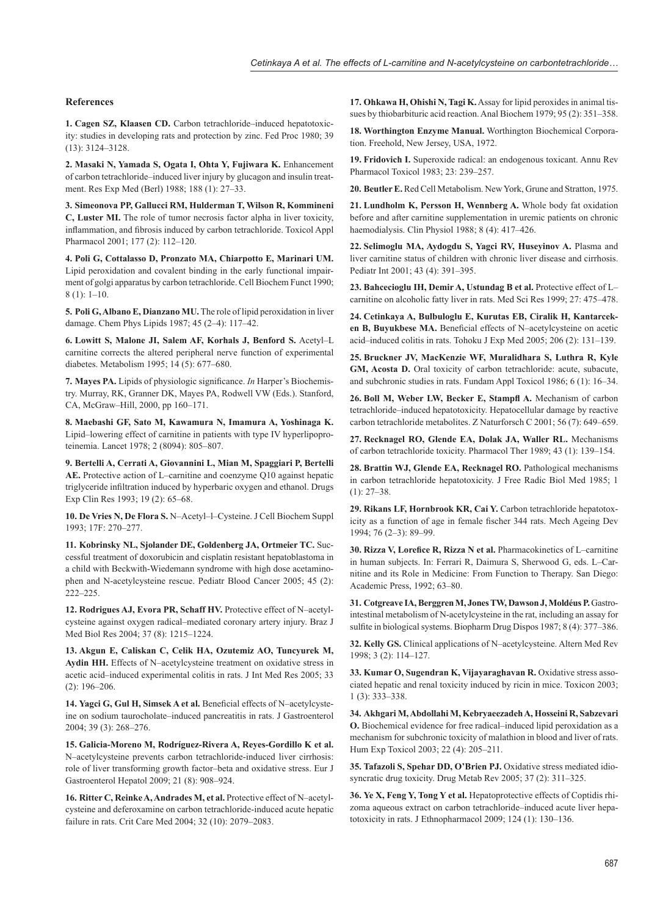## References

**1. Cagen SZ, Klaasen CD.** Carbon tetrachloride–induced hepatotoxicity: studies in developing rats and protection by zinc. Fed Proc 1980; 39 (13): 3124–3128.

**2. Masaki N, Yamada S, Ogata I, Ohta Y, Fujiwara K.** Enhancement of carbon tetrachloride–induced liver injury by glucagon and insulin treatment. Res Exp Med (Berl) 1988; 188 (1): 27–33.

**3. Simeonova PP, Gallucci RM, Hulderman T, Wilson R, Kommineni C, Luster MI.** The role of tumor necrosis factor alpha in liver toxicity, inflammation, and fibrosis induced by carbon tetrachloride. Toxicol Appl Pharmacol 2001; 177 (2): 112–120.

**4. Poli G, Cottalasso D, Pronzato MA, Chiarpotto E, Marinari UM.** Lipid peroxidation and covalent binding in the early functional impairment of golgi apparatus by carbon tetrachloride. Cell Biochem Funct 1990; 8 (1): 1–10.

**5. Poli G, Albano E, Dianzano MU.** The role of lipid peroxidation in liver damage. Chem Phys Lipids 1987; 45 (2–4): 117–42.

**6. Lowitt S, Malone JI, Salem AF, Korhals J, Benford S.** Acetyl–L carnitine corrects the altered peripheral nerve function of experimental diabetes. Metabolism 1995; 14 (5): 677–680.

**7. Mayes PA.** Lipids of physiologic significance. *In* Harper's Biochemistry. Murray, RK, Granner DK, Mayes PA, Rodwell VW (Eds.). Stanford, CA, McGraw–Hill, 2000, pp 160–171.

**8. Maebashi GF, Sato M, Kawamura N, Imamura A, Yoshinaga K.** Lipid–lowering effect of carnitine in patients with type IV hyperlipoproteinemia. Lancet 1978; 2 (8094): 805–807.

**9. Bertelli A, Cerrati A, Giovannini L, Mian M, Spaggiari P, Bertelli AE.** Protective action of L–carnitine and coenzyme Q10 against hepatic triglyceride infiltration induced by hyperbaric oxygen and ethanol. Drugs Exp Clin Res 1993; 19 (2): 65–68.

**10. De Vries N, De Flora S.** N–Acetyl–l–Cysteine. J Cell Biochem Suppl 1993; 17F: 270–277.

**11. Kobrinsky NL, Sjolander DE, Goldenberg JA, Ortmeier TC.** Successful treatment of doxorubicin and cisplatin resistant hepatoblastoma in a child with Beckwith-Wiedemann syndrome with high dose acetaminophen and N-acetylcysteine rescue. Pediatr Blood Cancer 2005; 45 (2): 222–225.

**12. Rodrigues AJ, Evora PR, Schaff HV.** Protective effect of N–acetylcysteine against oxygen radical–mediated coronary artery injury. Braz J Med Biol Res 2004; 37 (8): 1215–1224.

**13. Akgun E, Caliskan C, Celik HA, Ozutemiz AO, Tuncyurek M, Aydin HH.** Effects of N–acetylcysteine treatment on oxidative stress in acetic acid–induced experimental colitis in rats. J Int Med Res 2005; 33 (2): 196–206.

**14. Yagci G, Gul H, Simsek A et al.** Beneficial effects of N–acetylcysteine on sodium taurocholate–induced pancreatitis in rats. J Gastroenterol 2004; 39 (3): 268–276.

**15. Galicia-Moreno M, Rodríguez-Rivera A, Reyes-Gordillo K et al.** N–acetylcysteine prevents carbon tetrachloride-induced liver cirrhosis: role of liver transforming growth factor–beta and oxidative stress. Eur J Gastroenterol Hepatol 2009; 21 (8): 908–924.

**16. Ritter C, Reinke A, Andrades M, et al.** Protective effect of N–acetylcysteine and deferoxamine on carbon tetrachloride-induced acute hepatic failure in rats. Crit Care Med 2004; 32 (10): 2079–2083.

**17. Ohkawa H, Ohishi N, Tagi K.** Assay for lipid peroxides in animal tissues by thiobarbituric acid reaction. Anal Biochem 1979; 95 (2): 351–358.

**18. Worthington Enzyme Manual.** Worthington Biochemical Corporation. Freehold, New Jersey, USA, 1972.

**19. Fridovich I.** Superoxide radical: an endogenous toxicant. Annu Rev Pharmacol Toxicol 1983; 23: 239–257.

**20. Beutler E.** Red Cell Metabolism. New York, Grune and Stratton, 1975.

**21. Lundholm K, Persson H, Wennberg A.** Whole body fat oxidation before and after carnitine supplementation in uremic patients on chronic haemodialysis. Clin Physiol 1988; 8 (4): 417–426.

**22. Selimoglu MA, Aydogdu S, Yagci RV, Huseyinov A.** Plasma and liver carnitine status of children with chronic liver disease and cirrhosis. Pediatr Int 2001; 43 (4): 391–395.

**23. Bahcecioglu IH, Demir A, Ustundag B et al.** Protective effect of L–carnitine on alcoholic fatty liver in rats. Med Sci Res 1999; 27: 475–478.

**24. Cetinkaya A, Bulbuloglu E, Kurutas EB, Ciralik H, Kantarceken B, Buyukbese MA.** Beneficial effects of N–acetylcysteine on acetic acid–induced colitis in rats. Tohoku J Exp Med 2005; 206 (2): 131–139.

**25. Bruckner JV, MacKenzie WF, Muralidhara S, Luthra R, Kyle GM, Acosta D.** Oral toxicity of carbon tetrachloride: acute, subacute, and subchronic studies in rats. Fundam Appl Toxicol 1986; 6 (1): 16–34.

**26. Boll M, Weber LW, Becker E, Stampfl A.** Mechanism of carbon tetrachloride–induced hepatotoxicity. Hepatocellular damage by reactive carbon tetrachloride metabolites. Z Naturforsch C 2001; 56 (7): 649–659.

**27. Recknagel RO, Glende EA, Dolak JA, Waller RL.** Mechanisms of carbon tetrachloride toxicity. Pharmacol Ther 1989; 43 (1): 139–154.

**28. Brattin WJ, Glende EA, Recknagel RO.** Pathological mechanisms in carbon tetrachloride hepatotoxicity. J Free Radic Biol Med 1985; 1 (1): 27–38.

**29. Rikans LF, Hornbrook KR, Cai Y.** Carbon tetrachloride hepatotoxicity as a function of age in female fischer 344 rats. Mech Ageing Dev 1994; 76 (2–3): 89–99.

**30. Rizza V, Lorefice R, Rizza N et al.** Pharmacokinetics of L–carnitine in human subjects. In: Ferrari R, Daimura S, Sherwood G, eds. L–Carnitine and its Role in Medicine: From Function to Therapy. San Diego: Academic Press, 1992; 63–80.

**31. Cotgreave IA, Berggren M, Jones TW, Dawson J, Moldéus P.** Gastrointestinal metabolism of N-acetylcysteine in the rat, including an assay for sulfite in biological systems. Biopharm Drug Dispos 1987; 8 (4): 377–386.

**32. Kelly GS.** Clinical applications of N–acetylcysteine. Altern Med Rev 1998; 3 (2): 114–127.

**33. Kumar O, Sugendran K, Vijayaraghavan R.** Oxidative stress associated hepatic and renal toxicity induced by ricin in mice. Toxicon 2003; 1 (3): 333–338.

**34. Akhgari M, Abdollahi M, Kebryaeezadeh A, Hosseini R, Sabzevari O.** Biochemical evidence for free radical–induced lipid peroxidation as a mechanism for subchronic toxicity of malathion in blood and liver of rats. Hum Exp Toxicol 2003; 22 (4): 205–211.

**35. Tafazoli S, Spehar DD, O'Brien PJ.** Oxidative stress mediated idiosyncratic drug toxicity. Drug Metab Rev 2005; 37 (2): 311–325.

**36. Ye X, Feng Y, Tong Y et al.** Hepatoprotective effects of Coptidis rhizoma aqueous extract on carbon tetrachloride–induced acute liver hepatotoxicity in rats. J Ethnopharmacol 2009; 124 (1): 130–136.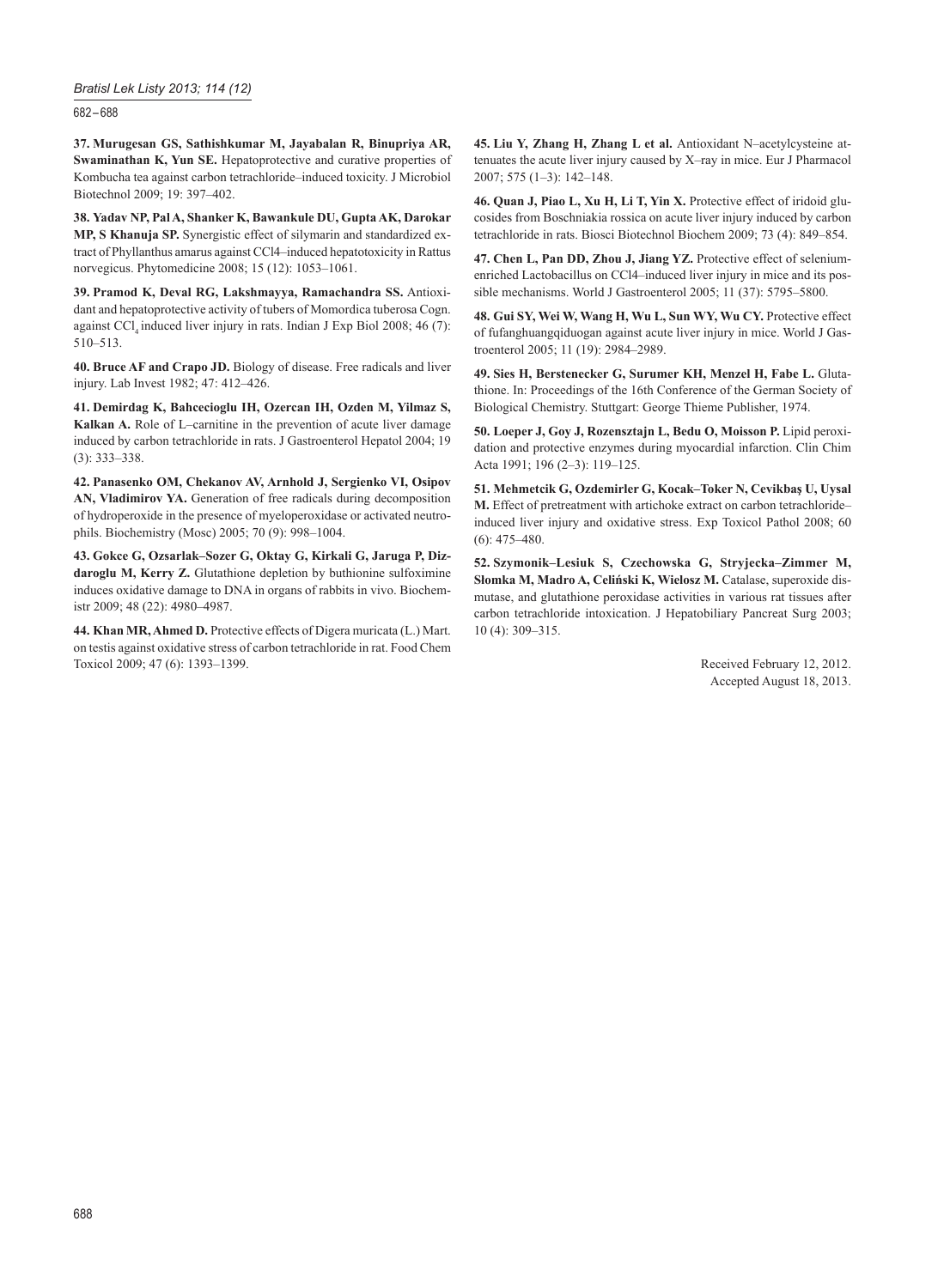**37. Murugesan GS, Sathishkumar M, Jayabalan R, Binupriya AR, Swaminathan K, Yun SE.** Hepatoprotective and curative properties of Kombucha tea against carbon tetrachloride–induced toxicity. J Microbiol Biotechnol 2009; 19: 397–402.

**38. Yadav NP, Pal A, Shanker K, Bawankule DU, Gupta AK, Darokar MP, S Khanuja SP.** Synergistic effect of silymarin and standardized extract of Phyllanthus amarus against CCl4–induced hepatotoxicity in Rattus norvegicus. Phytomedicine 2008; 15 (12): 1053–1061.

**39. Pramod K, Deval RG, Lakshmayya, Ramachandra SS.** Antioxidant and hepatoprotective activity of tubers of Momordica tuberosa Cogn. against $CCl_4$ induced liver injury in rats. Indian J Exp Biol 2008; 46 (7): 510–513.

**40. Bruce AF and Crapo JD.** Biology of disease. Free radicals and liver injury. Lab Invest 1982; 47: 412–426.

**41. Demirdag K, Bahcecioglu IH, Ozercan IH, Ozden M, Yilmaz S, Kalkan A.** Role of L–carnitine in the prevention of acute liver damage induced by carbon tetrachloride in rats. J Gastroenterol Hepatol 2004; 19 (3): 333–338.

**42. Panasenko OM, Chekanov AV, Arnhold J, Sergienko VI, Osipov AN, Vladimirov YA.** Generation of free radicals during decomposition of hydroperoxide in the presence of myeloperoxidase or activated neutrophils. Biochemistry (Mosc) 2005; 70 (9): 998–1004.

**43. Gokce G, Ozsarlak–Sozer G, Oktay G, Kirkali G, Jaruga P, Dizdaroglu M, Kerry Z.** Glutathione depletion by buthionine sulfoximine induces oxidative damage to DNA in organs of rabbits in vivo. Biochemistr 2009; 48 (22): 4980–4987.

**44. Khan MR, Ahmed D.** Protective effects of Digera muricata (L.) Mart. on testis against oxidative stress of carbon tetrachloride in rat. Food Chem Toxicol 2009; 47 (6): 1393–1399.

**45. Liu Y, Zhang H, Zhang L et al.** Antioxidant N–acetylcysteine attenuates the acute liver injury caused by X–ray in mice. Eur J Pharmacol 2007; 575 (1–3): 142–148.

**46. Quan J, Piao L, Xu H, Li T, Yin X.** Protective effect of iridoid glucosides from Boschniakia rossica on acute liver injury induced by carbon tetrachloride in rats. Biosci Biotechnol Biochem 2009; 73 (4): 849–854.

**47. Chen L, Pan DD, Zhou J, Jiang YZ.** Protective effect of selenium-enriched Lactobacillus on CCl4–induced liver injury in mice and its possible mechanisms. World J Gastroenterol 2005; 11 (37): 5795–5800.

**48. Gui SY, Wei W, Wang H, Wu L, Sun WY, Wu CY.** Protective effect of fufanghuangqiduogan against acute liver injury in mice. World J Gastroenterol 2005; 11 (19): 2984–2989.

**49. Sies H, Berstenecker G, Surumer KH, Menzel H, Fabe L.** Glutathione. In: Proceedings of the 16th Conference of the German Society of Biological Chemistry. Stuttgart: George Thieme Publisher, 1974.

**50. Loeper J, Goy J, Rozensztajn L, Bedu O, Moisson P.** Lipid peroxidation and protective enzymes during myocardial infarction. Clin Chim Acta 1991; 196 (2–3): 119–125.

**51. Mehmetcik G, Ozdemirler G, Kocak–Toker N, Cevikbaş U, Uysal M.** Effect of pretreatment with artichoke extract on carbon tetrachloride–induced liver injury and oxidative stress. Exp Toxicol Pathol 2008; 60 (6): 475–480.

**52. Szymonik–Lesiuk S, Czechowska G, Stryjecka–Zimmer M, Słomka M, Madro A, Celiński K, Wielosz M.** Catalase, superoxide dismutase, and glutathione peroxidase activities in various rat tissues after carbon tetrachloride intoxication. J Hepatobiliary Pancreat Surg 2003; 10 (4): 309–315.

Received February 12, 2012.
Accepted August 18, 2013.